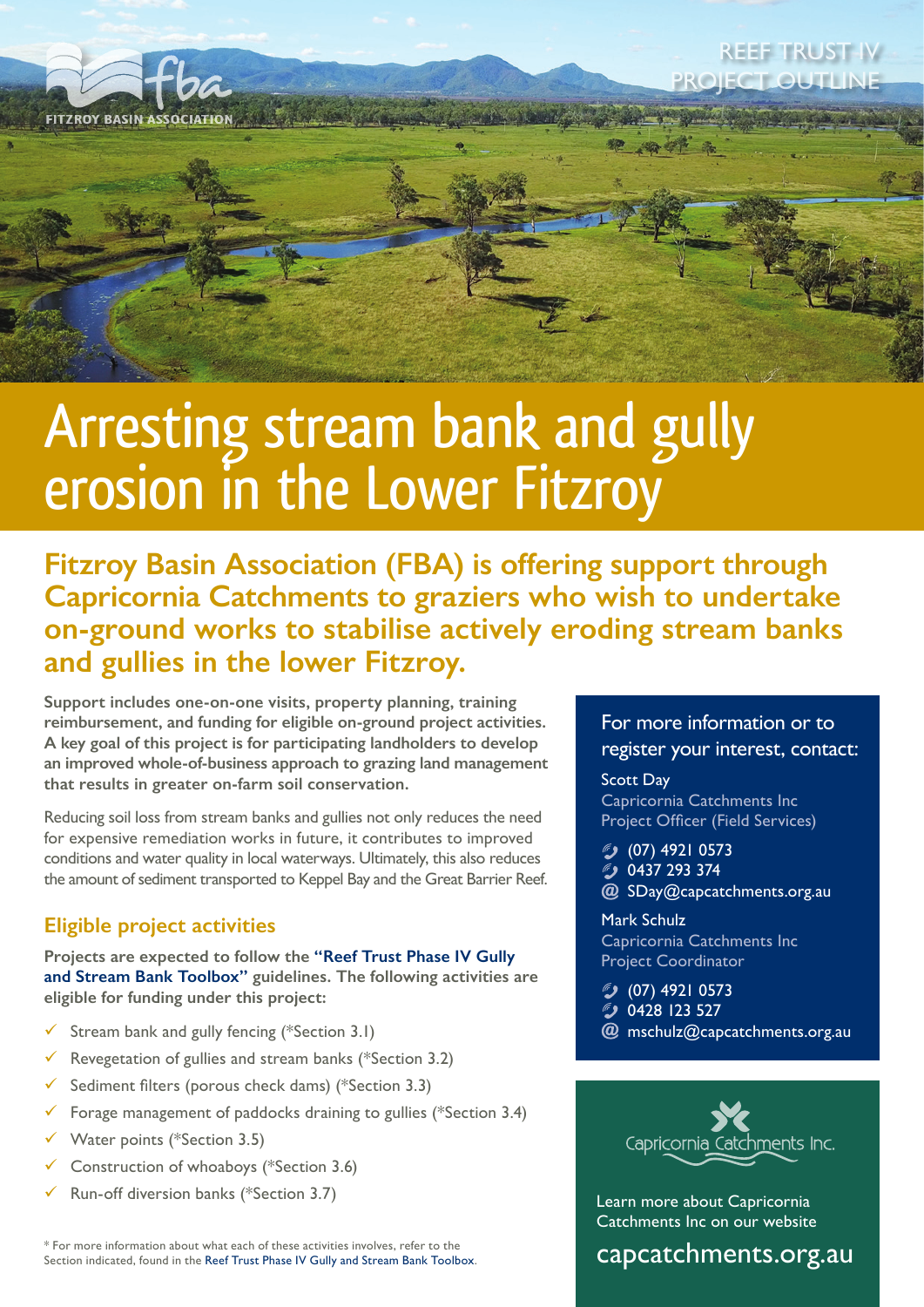FITZROY BASIN ASSOCIATION

REEF TRUST IV PROJECT OUTLINE

# Arresting stream bank and gully erosion in the Lower Fitzroy

## Fitzroy Basin Association (FBA) is offering support through Capricornia Catchments to graziers who wish to undertake on-ground works to stabilise actively eroding stream banks and gullies in the lower Fitzroy.

**Support includes one-on-one visits, property planning, training reimbursement, and funding for eligible on-ground project activities. A key goal of this project is for participating landholders to develop an improved whole-of-business approach to grazing land management that results in greater on-farm soil conservation.**

Reducing soil loss from stream banks and gullies not only reduces the need for expensive remediation works in future, it contributes to improved conditions and water quality in local waterways. Ultimately, this also reduces the amount of sediment transported to Keppel Bay and the Great Barrier Reef.

### Eligible project activities

**Projects are expected to follow the "Reef Trust Phase IV Gully and Stream Bank Toolbox" guidelines. The following activities are eligible for funding under this project:**

- ✓ Stream bank and gully fencing (*Section 3.1)
- ✓ Revegetation of gullies and stream banks (*Section 3.2)
- ✓ Sediment filters (porous check dams) (*Section 3.3)
- ✓ Forage management of paddocks draining to gullies (*Section 3.4)
- ✓ Water points (*Section 3.5)
- ✓ Construction of whoaboys (*Section 3.6)
- ✓ Run-off diversion banks (*Section 3.7)

\* For more information about what each of these activities involves, refer to the Section indicated, found in the Reef Trust Phase IV Gully and Stream Bank Toolbox.

### For more information or to register your interest, contact:

Scott Day
Capricornia Catchments Inc
Project Officer (Field Services)

(07) 4921 0573
0437 293 374
SDay@capcatchments.org.au

Mark Schulz
Capricornia Catchments Inc
Project Coordinator

(07) 4921 0573
0428 123 527
mschulz@capcatchments.org.au

Capricornia Catchments Inc.

Learn more about Capricornia Catchments Inc on our website

capcatchments.org.au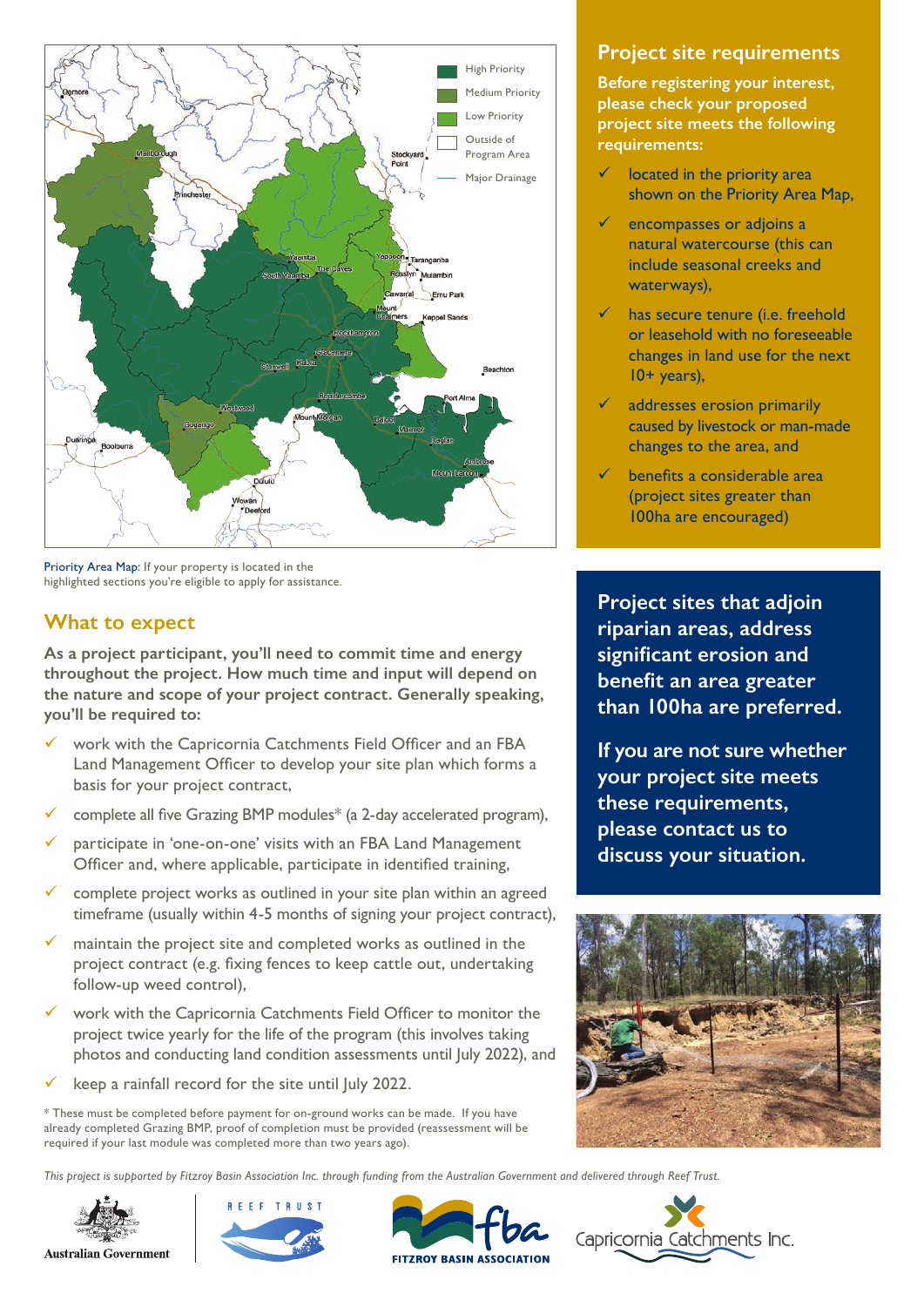High Priority

Medium Priority

Low Priority

Outside of Program Area

Major Drainage

Ogmore, Marlborough, Princhester, Stockyard Point, Yaamba, The Caves, South Yaamba, Yeppoon, Taranganba, Rosslyn, Mulambin, Cawarral, Emu Park, Mount Chalmers, Keppel Sands, Rockhampton, Gracemere, Kalka, Stanwell, Beachton, Bouldercombe, Port Alma, Westwood, Mount Morgan, Dalma, Wowan, Raglan, Ambrose, Mount Larcom, Goganga, Duaringa, Boolburra, Dululu, Wowan, Deeford

Priority Area Map: If your property is located in the highlighted sections you're eligible to apply for assistance.

## What to expect

**As a project participant, you'll need to commit time and energy throughout the project. How much time and input will depend on the nature and scope of your project contract. Generally speaking, you'll be required to:**

- work with the Capricornia Catchments Field Officer and an FBA Land Management Officer to develop your site plan which forms a basis for your project contract,
- complete all five Grazing BMP modules* (a 2-day accelerated program),
- participate in 'one-on-one' visits with an FBA Land Management Officer and, where applicable, participate in identified training,
- complete project works as outlined in your site plan within an agreed timeframe (usually within 4-5 months of signing your project contract),
- maintain the project site and completed works as outlined in the project contract (e.g. fixing fences to keep cattle out, undertaking follow-up weed control),
- work with the Capricornia Catchments Field Officer to monitor the project twice yearly for the life of the program (this involves taking photos and conducting land condition assessments until July 2022), and
- keep a rainfall record for the site until July 2022.

\* These must be completed before payment for on-ground works can be made. If you have already completed Grazing BMP, proof of completion must be provided (reassessment will be required if your last module was completed more than two years ago).

## Project site requirements

**Before registering your interest, please check your proposed project site meets the following requirements:**

- located in the priority area shown on the Priority Area Map,
- encompasses or adjoins a natural watercourse (this can include seasonal creeks and waterways),
- has secure tenure (i.e. freehold or leasehold with no foreseeable changes in land use for the next 10+ years),
- addresses erosion primarily caused by livestock or man-made changes to the area, and
- benefits a considerable area (project sites greater than 100ha are encouraged)

**Project sites that adjoin riparian areas, address significant erosion and benefit an area greater than 100ha are preferred.**

**If you are not sure whether your project site meets these requirements, please contact us to discuss your situation.**

*This project is supported by Fitzroy Basin Association Inc. through funding from the Australian Government and delivered through Reef Trust.*

Australian Government

REEF TRUST

fba FITZROY BASIN ASSOCIATION

Capricornia Catchments Inc.